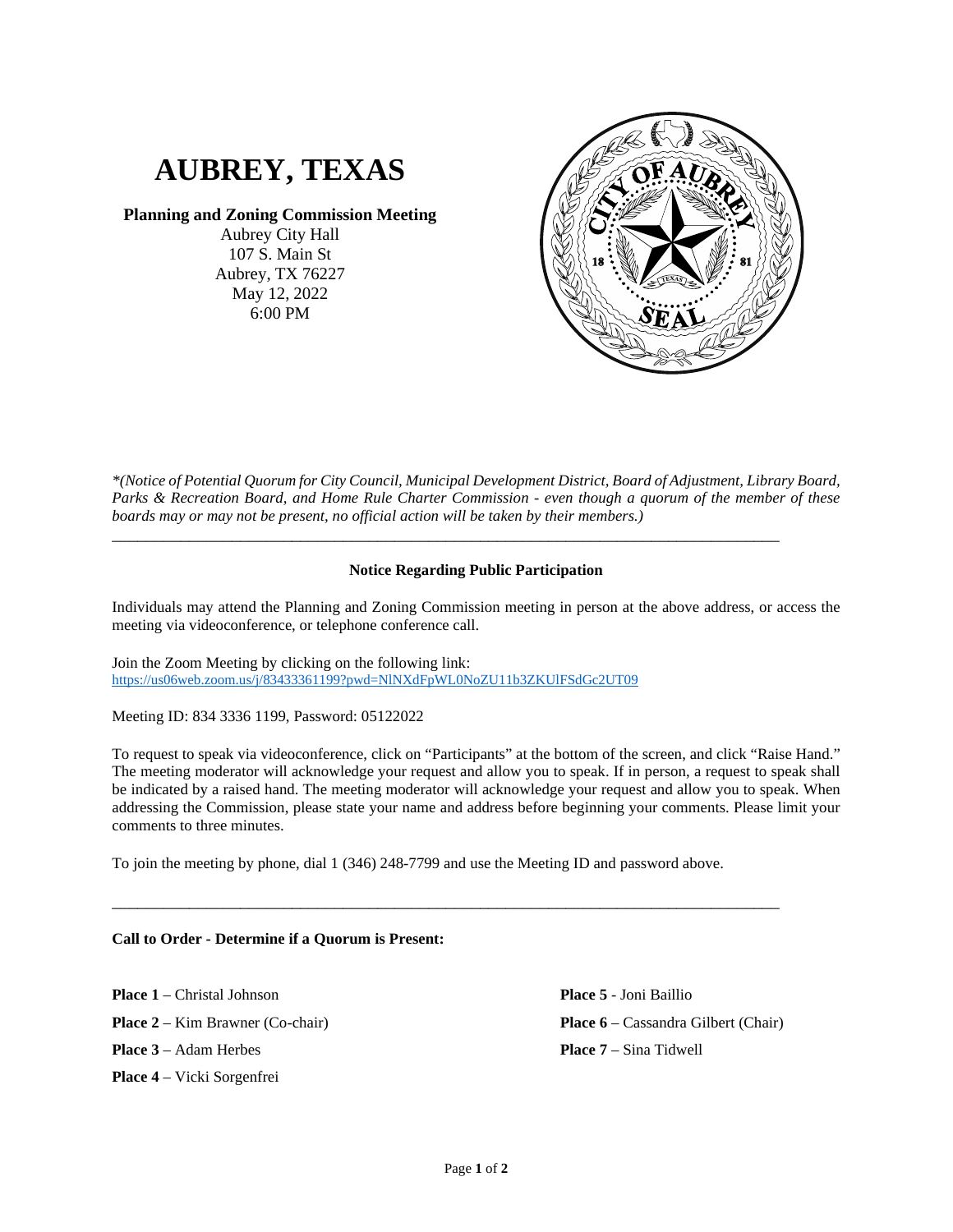# AUBREY, TEXAS

**Planning and Zoning Commission Meeting**
Aubrey City Hall
107 S. Main St
Aubrey, TX 76227
May 12, 2022
6:00 PM

*\*(Notice of Potential Quorum for City Council, Municipal Development District, Board of Adjustment, Library Board, Parks & Recreation Board, and Home Rule Charter Commission - even though a quorum of the member of these boards may or may not be present, no official action will be taken by their members.)*

---

**Notice Regarding Public Participation**

Individuals may attend the Planning and Zoning Commission meeting in person at the above address, or access the meeting via videoconference, or telephone conference call.

Join the Zoom Meeting by clicking on the following link:
https://us06web.zoom.us/j/83433361199?pwd=NlNXdFpWL0NoZU11b3ZKUlFSdGc2UT09

Meeting ID: 834 3336 1199, Password: 05122022

To request to speak via videoconference, click on "Participants" at the bottom of the screen, and click "Raise Hand." The meeting moderator will acknowledge your request and allow you to speak. If in person, a request to speak shall be indicated by a raised hand. The meeting moderator will acknowledge your request and allow you to speak. When addressing the Commission, please state your name and address before beginning your comments. Please limit your comments to three minutes.

To join the meeting by phone, dial 1 (346) 248-7799 and use the Meeting ID and password above.

---

**Call to Order - Determine if a Quorum is Present:**

**Place 1** – Christal Johnson

**Place 2** – Kim Brawner (Co-chair)

**Place 3** – Adam Herbes

**Place 4** – Vicki Sorgenfrei

**Place 5** - Joni Baillio

**Place 6** – Cassandra Gilbert (Chair)

**Place 7** – Sina Tidwell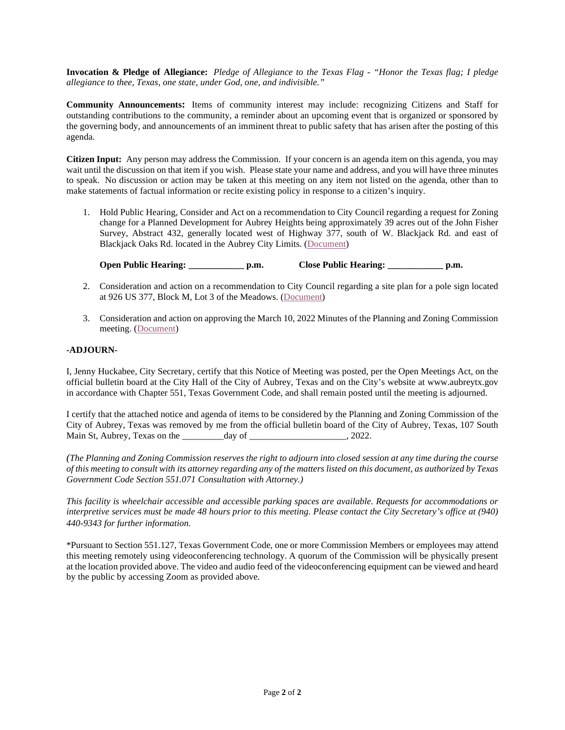**Invocation & Pledge of Allegiance:** *Pledge of Allegiance to the Texas Flag - "Honor the Texas flag; I pledge allegiance to thee, Texas, one state, under God, one, and indivisible."*

**Community Announcements:** Items of community interest may include: recognizing Citizens and Staff for outstanding contributions to the community, a reminder about an upcoming event that is organized or sponsored by the governing body, and announcements of an imminent threat to public safety that has arisen after the posting of this agenda.

**Citizen Input:** Any person may address the Commission. If your concern is an agenda item on this agenda, you may wait until the discussion on that item if you wish. Please state your name and address, and you will have three minutes to speak. No discussion or action may be taken at this meeting on any item not listed on the agenda, other than to make statements of factual information or recite existing policy in response to a citizen's inquiry.

1. Hold Public Hearing, Consider and Act on a recommendation to City Council regarding a request for Zoning change for a Planned Development for Aubrey Heights being approximately 39 acres out of the John Fisher Survey, Abstract 432, generally located west of Highway 377, south of W. Blackjack Rd. and east of Blackjack Oaks Rd. located in the Aubrey City Limits. (Document)

   **Open Public Hearing: ____________ p.m.** **Close Public Hearing: ____________ p.m.**

2. Consideration and action on a recommendation to City Council regarding a site plan for a pole sign located at 926 US 377, Block M, Lot 3 of the Meadows. (Document)

3. Consideration and action on approving the March 10, 2022 Minutes of the Planning and Zoning Commission meeting. (Document)

**-ADJOURN-**

I, Jenny Huckabee, City Secretary, certify that this Notice of Meeting was posted, per the Open Meetings Act, on the official bulletin board at the City Hall of the City of Aubrey, Texas and on the City's website at www.aubreytx.gov in accordance with Chapter 551, Texas Government Code, and shall remain posted until the meeting is adjourned.

I certify that the attached notice and agenda of items to be considered by the Planning and Zoning Commission of the City of Aubrey, Texas was removed by me from the official bulletin board of the City of Aubrey, Texas, 107 South Main St, Aubrey, Texas on the _________day of _____________________, 2022.

*(The Planning and Zoning Commission reserves the right to adjourn into closed session at any time during the course of this meeting to consult with its attorney regarding any of the matters listed on this document, as authorized by Texas Government Code Section 551.071 Consultation with Attorney.)*

*This facility is wheelchair accessible and accessible parking spaces are available. Requests for accommodations or interpretive services must be made 48 hours prior to this meeting. Please contact the City Secretary's office at (940) 440-9343 for further information.*

*Pursuant to Section 551.127, Texas Government Code, one or more Commission Members or employees may attend this meeting remotely using videoconferencing technology. A quorum of the Commission will be physically present at the location provided above. The video and audio feed of the videoconferencing equipment can be viewed and heard by the public by accessing Zoom as provided above.